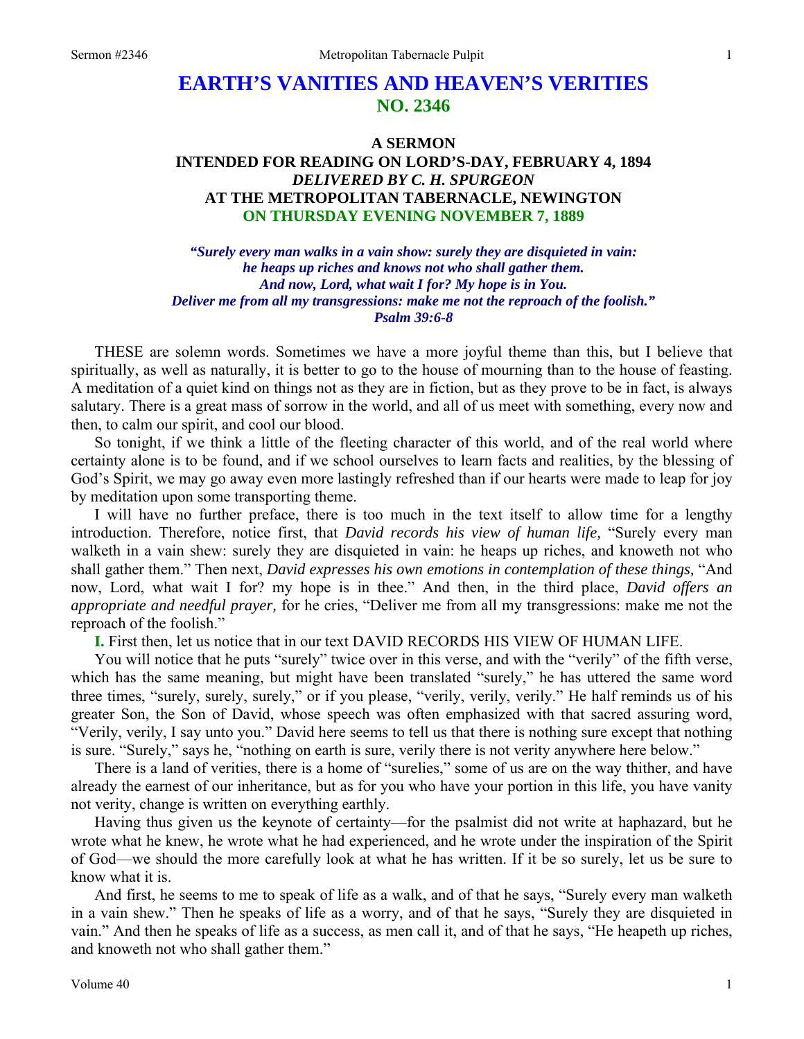# EARTH'S VANITIES AND HEAVEN'S VERITIES
## NO. 2346

### A SERMON
### INTENDED FOR READING ON LORD'S-DAY, FEBRUARY 4, 1894
### *DELIVERED BY C. H. SPURGEON*
### AT THE METROPOLITAN TABERNACLE, NEWINGTON
### ON THURSDAY EVENING NOVEMBER 7, 1889

***"Surely every man walks in a vain show: surely they are disquieted in vain: he heaps up riches and knows not who shall gather them. And now, Lord, what wait I for? My hope is in You. Deliver me from all my transgressions: make me not the reproach of the foolish." Psalm 39:6-8***

THESE are solemn words. Sometimes we have a more joyful theme than this, but I believe that spiritually, as well as naturally, it is better to go to the house of mourning than to the house of feasting. A meditation of a quiet kind on things not as they are in fiction, but as they prove to be in fact, is always salutary. There is a great mass of sorrow in the world, and all of us meet with something, every now and then, to calm our spirit, and cool our blood.

So tonight, if we think a little of the fleeting character of this world, and of the real world where certainty alone is to be found, and if we school ourselves to learn facts and realities, by the blessing of God's Spirit, we may go away even more lastingly refreshed than if our hearts were made to leap for joy by meditation upon some transporting theme.

I will have no further preface, there is too much in the text itself to allow time for a lengthy introduction. Therefore, notice first, that *David records his view of human life,* "Surely every man walketh in a vain shew: surely they are disquieted in vain: he heaps up riches, and knoweth not who shall gather them." Then next, *David expresses his own emotions in contemplation of these things,* "And now, Lord, what wait I for? my hope is in thee." And then, in the third place, *David offers an appropriate and needful prayer,* for he cries, "Deliver me from all my transgressions: make me not the reproach of the foolish."

**I.** First then, let us notice that in our text DAVID RECORDS HIS VIEW OF HUMAN LIFE.

You will notice that he puts "surely" twice over in this verse, and with the "verily" of the fifth verse, which has the same meaning, but might have been translated "surely," he has uttered the same word three times, "surely, surely, surely," or if you please, "verily, verily, verily." He half reminds us of his greater Son, the Son of David, whose speech was often emphasized with that sacred assuring word, "Verily, verily, I say unto you." David here seems to tell us that there is nothing sure except that nothing is sure. "Surely," says he, "nothing on earth is sure, verily there is not verity anywhere here below."

There is a land of verities, there is a home of "surelies," some of us are on the way thither, and have already the earnest of our inheritance, but as for you who have your portion in this life, you have vanity not verity, change is written on everything earthly.

Having thus given us the keynote of certainty—for the psalmist did not write at haphazard, but he wrote what he knew, he wrote what he had experienced, and he wrote under the inspiration of the Spirit of God—we should the more carefully look at what he has written. If it be so surely, let us be sure to know what it is.

And first, he seems to me to speak of life as a walk, and of that he says, "Surely every man walketh in a vain shew." Then he speaks of life as a worry, and of that he says, "Surely they are disquieted in vain." And then he speaks of life as a success, as men call it, and of that he says, "He heapeth up riches, and knoweth not who shall gather them."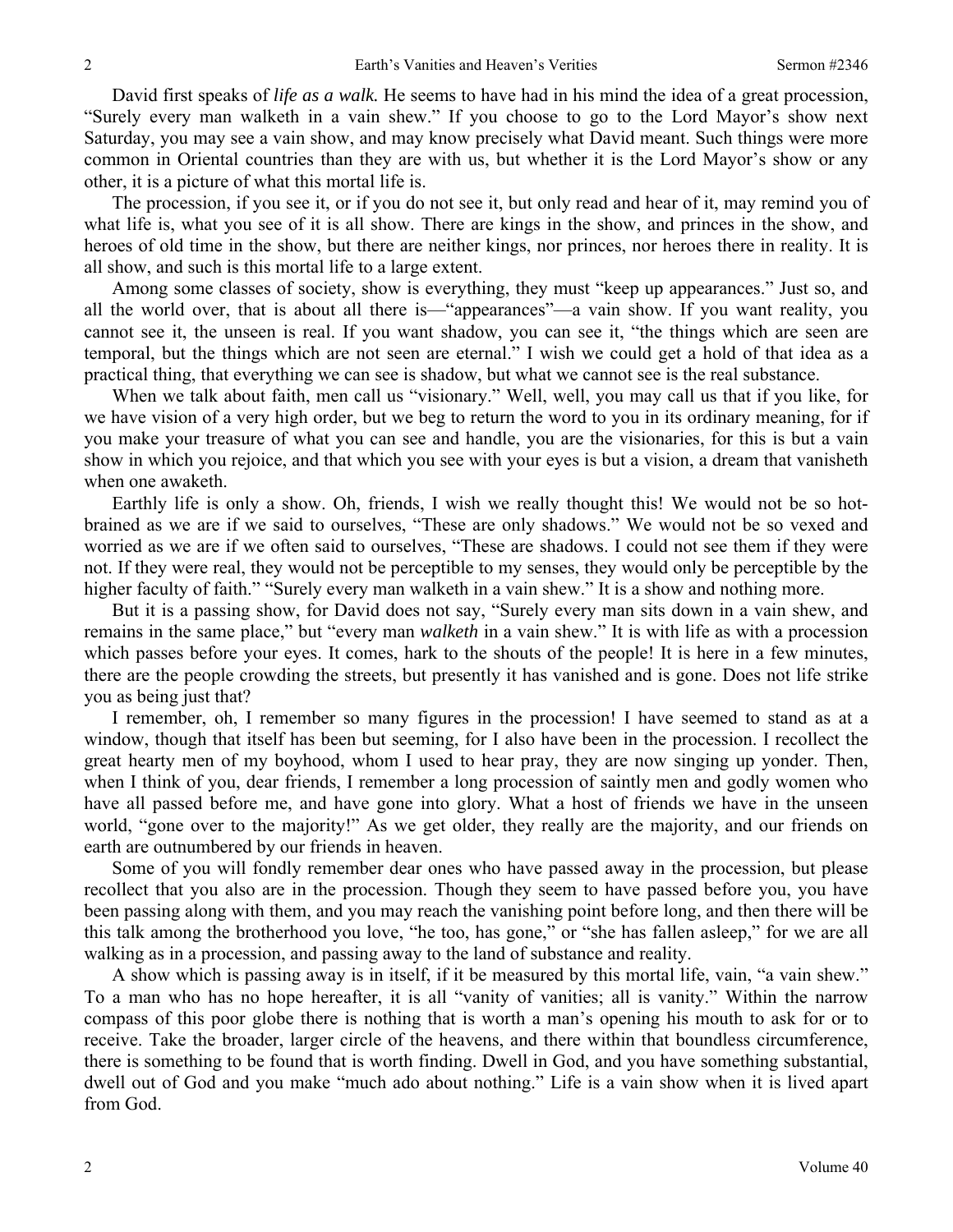David first speaks of *life as a walk.* He seems to have had in his mind the idea of a great procession, "Surely every man walketh in a vain shew." If you choose to go to the Lord Mayor's show next Saturday, you may see a vain show, and may know precisely what David meant. Such things were more common in Oriental countries than they are with us, but whether it is the Lord Mayor's show or any other, it is a picture of what this mortal life is.

The procession, if you see it, or if you do not see it, but only read and hear of it, may remind you of what life is, what you see of it is all show. There are kings in the show, and princes in the show, and heroes of old time in the show, but there are neither kings, nor princes, nor heroes there in reality. It is all show, and such is this mortal life to a large extent.

Among some classes of society, show is everything, they must "keep up appearances." Just so, and all the world over, that is about all there is—"appearances"—a vain show. If you want reality, you cannot see it, the unseen is real. If you want shadow, you can see it, "the things which are seen are temporal, but the things which are not seen are eternal." I wish we could get a hold of that idea as a practical thing, that everything we can see is shadow, but what we cannot see is the real substance.

When we talk about faith, men call us "visionary." Well, well, you may call us that if you like, for we have vision of a very high order, but we beg to return the word to you in its ordinary meaning, for if you make your treasure of what you can see and handle, you are the visionaries, for this is but a vain show in which you rejoice, and that which you see with your eyes is but a vision, a dream that vanisheth when one awaketh.

Earthly life is only a show. Oh, friends, I wish we really thought this! We would not be so hot-brained as we are if we said to ourselves, "These are only shadows." We would not be so vexed and worried as we are if we often said to ourselves, "These are shadows. I could not see them if they were not. If they were real, they would not be perceptible to my senses, they would only be perceptible by the higher faculty of faith." "Surely every man walketh in a vain shew." It is a show and nothing more.

But it is a passing show, for David does not say, "Surely every man sits down in a vain shew, and remains in the same place," but "every man *walketh* in a vain shew." It is with life as with a procession which passes before your eyes. It comes, hark to the shouts of the people! It is here in a few minutes, there are the people crowding the streets, but presently it has vanished and is gone. Does not life strike you as being just that?

I remember, oh, I remember so many figures in the procession! I have seemed to stand as at a window, though that itself has been but seeming, for I also have been in the procession. I recollect the great hearty men of my boyhood, whom I used to hear pray, they are now singing up yonder. Then, when I think of you, dear friends, I remember a long procession of saintly men and godly women who have all passed before me, and have gone into glory. What a host of friends we have in the unseen world, "gone over to the majority!" As we get older, they really are the majority, and our friends on earth are outnumbered by our friends in heaven.

Some of you will fondly remember dear ones who have passed away in the procession, but please recollect that you also are in the procession. Though they seem to have passed before you, you have been passing along with them, and you may reach the vanishing point before long, and then there will be this talk among the brotherhood you love, "he too, has gone," or "she has fallen asleep," for we are all walking as in a procession, and passing away to the land of substance and reality.

A show which is passing away is in itself, if it be measured by this mortal life, vain, "a vain shew." To a man who has no hope hereafter, it is all "vanity of vanities; all is vanity." Within the narrow compass of this poor globe there is nothing that is worth a man's opening his mouth to ask for or to receive. Take the broader, larger circle of the heavens, and there within that boundless circumference, there is something to be found that is worth finding. Dwell in God, and you have something substantial, dwell out of God and you make "much ado about nothing." Life is a vain show when it is lived apart from God.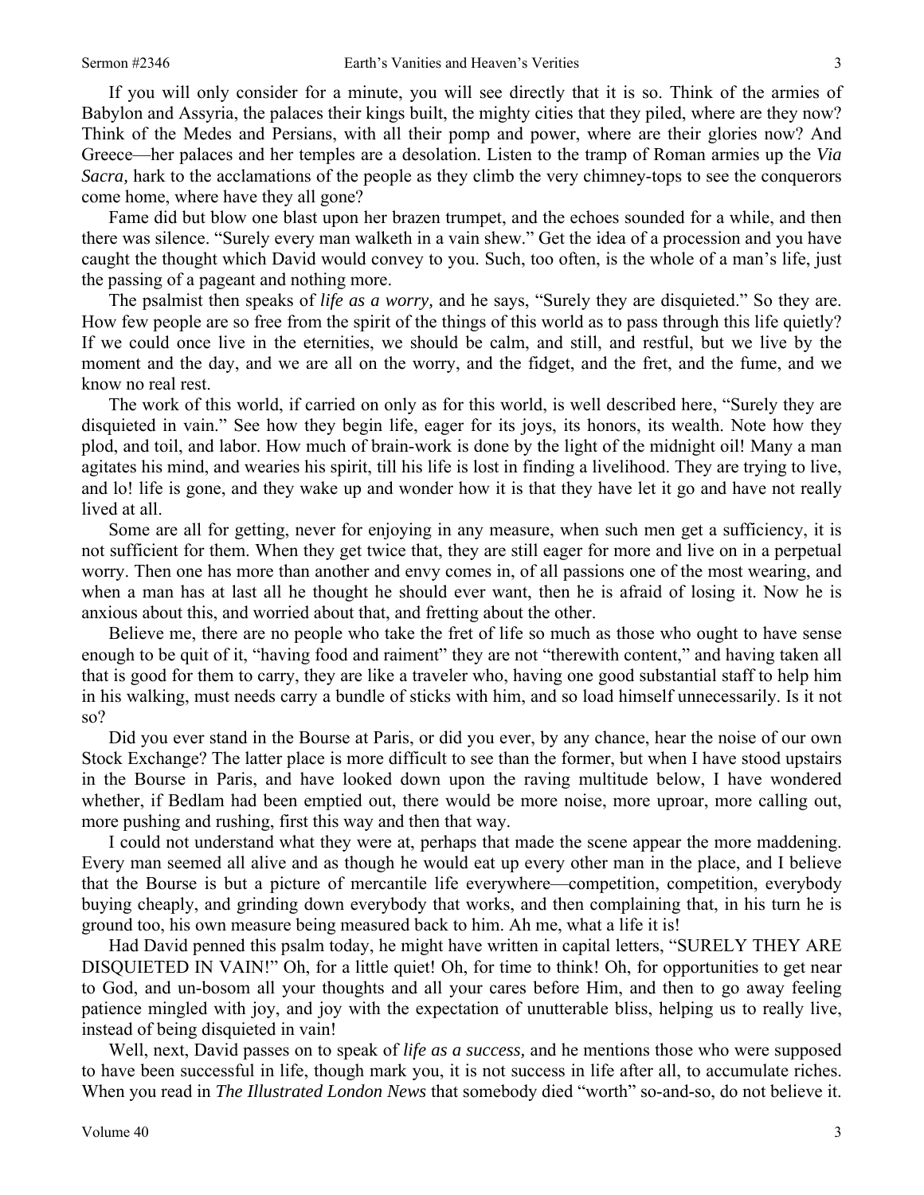If you will only consider for a minute, you will see directly that it is so. Think of the armies of Babylon and Assyria, the palaces their kings built, the mighty cities that they piled, where are they now? Think of the Medes and Persians, with all their pomp and power, where are their glories now? And Greece—her palaces and her temples are a desolation. Listen to the tramp of Roman armies up the *Via Sacra,* hark to the acclamations of the people as they climb the very chimney-tops to see the conquerors come home, where have they all gone?

Fame did but blow one blast upon her brazen trumpet, and the echoes sounded for a while, and then there was silence. "Surely every man walketh in a vain shew." Get the idea of a procession and you have caught the thought which David would convey to you. Such, too often, is the whole of a man's life, just the passing of a pageant and nothing more.

The psalmist then speaks of *life as a worry,* and he says, "Surely they are disquieted." So they are. How few people are so free from the spirit of the things of this world as to pass through this life quietly? If we could once live in the eternities, we should be calm, and still, and restful, but we live by the moment and the day, and we are all on the worry, and the fidget, and the fret, and the fume, and we know no real rest.

The work of this world, if carried on only as for this world, is well described here, "Surely they are disquieted in vain." See how they begin life, eager for its joys, its honors, its wealth. Note how they plod, and toil, and labor. How much of brain-work is done by the light of the midnight oil! Many a man agitates his mind, and wearies his spirit, till his life is lost in finding a livelihood. They are trying to live, and lo! life is gone, and they wake up and wonder how it is that they have let it go and have not really lived at all.

Some are all for getting, never for enjoying in any measure, when such men get a sufficiency, it is not sufficient for them. When they get twice that, they are still eager for more and live on in a perpetual worry. Then one has more than another and envy comes in, of all passions one of the most wearing, and when a man has at last all he thought he should ever want, then he is afraid of losing it. Now he is anxious about this, and worried about that, and fretting about the other.

Believe me, there are no people who take the fret of life so much as those who ought to have sense enough to be quit of it, "having food and raiment" they are not "therewith content," and having taken all that is good for them to carry, they are like a traveler who, having one good substantial staff to help him in his walking, must needs carry a bundle of sticks with him, and so load himself unnecessarily. Is it not so?

Did you ever stand in the Bourse at Paris, or did you ever, by any chance, hear the noise of our own Stock Exchange? The latter place is more difficult to see than the former, but when I have stood upstairs in the Bourse in Paris, and have looked down upon the raving multitude below, I have wondered whether, if Bedlam had been emptied out, there would be more noise, more uproar, more calling out, more pushing and rushing, first this way and then that way.

I could not understand what they were at, perhaps that made the scene appear the more maddening. Every man seemed all alive and as though he would eat up every other man in the place, and I believe that the Bourse is but a picture of mercantile life everywhere—competition, competition, everybody buying cheaply, and grinding down everybody that works, and then complaining that, in his turn he is ground too, his own measure being measured back to him. Ah me, what a life it is!

Had David penned this psalm today, he might have written in capital letters, "SURELY THEY ARE DISQUIETED IN VAIN!" Oh, for a little quiet! Oh, for time to think! Oh, for opportunities to get near to God, and un-bosom all your thoughts and all your cares before Him, and then to go away feeling patience mingled with joy, and joy with the expectation of unutterable bliss, helping us to really live, instead of being disquieted in vain!

Well, next, David passes on to speak of *life as a success,* and he mentions those who were supposed to have been successful in life, though mark you, it is not success in life after all, to accumulate riches. When you read in *The Illustrated London News* that somebody died "worth" so-and-so, do not believe it.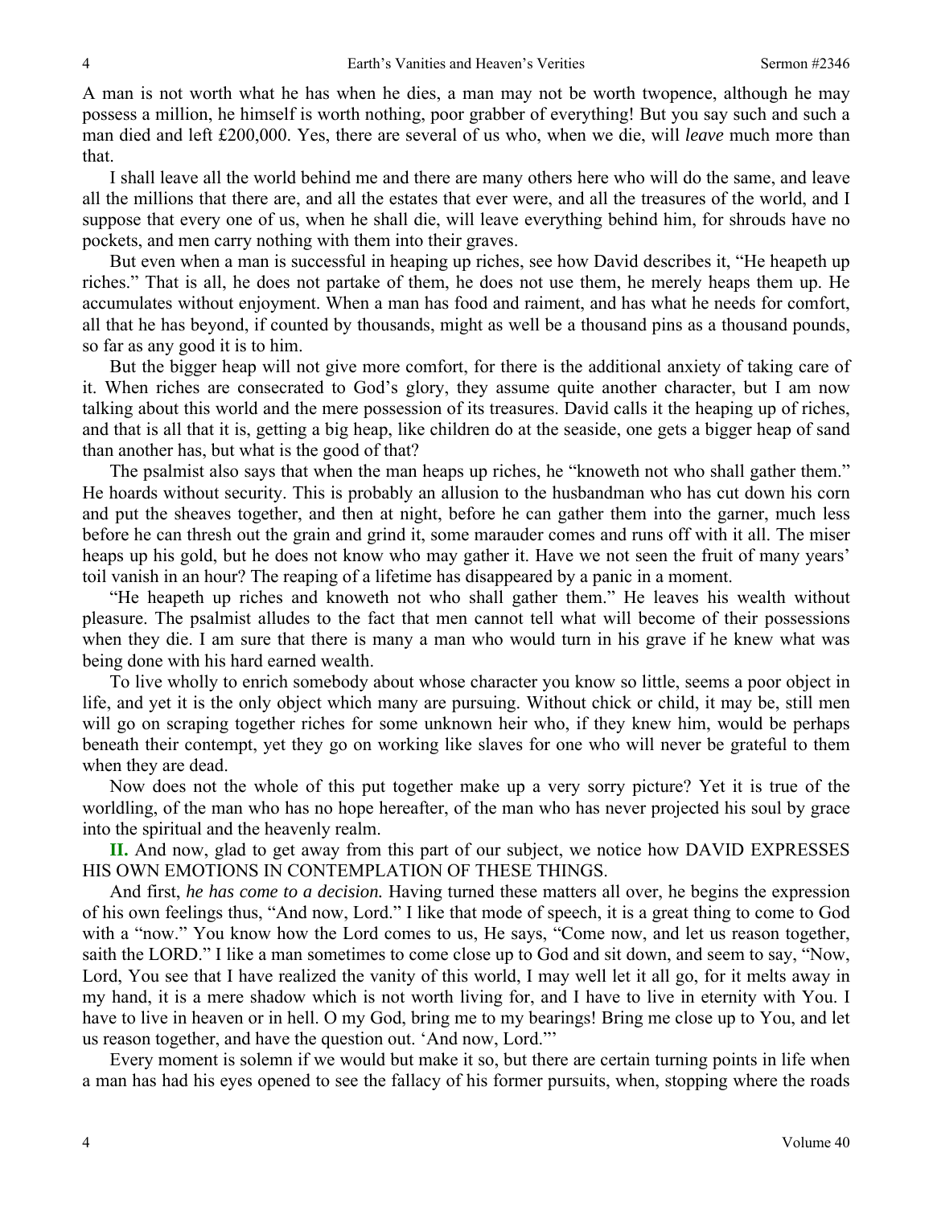A man is not worth what he has when he dies, a man may not be worth twopence, although he may possess a million, he himself is worth nothing, poor grabber of everything! But you say such and such a man died and left £200,000. Yes, there are several of us who, when we die, will *leave* much more than that.

I shall leave all the world behind me and there are many others here who will do the same, and leave all the millions that there are, and all the estates that ever were, and all the treasures of the world, and I suppose that every one of us, when he shall die, will leave everything behind him, for shrouds have no pockets, and men carry nothing with them into their graves.

But even when a man is successful in heaping up riches, see how David describes it, "He heapeth up riches." That is all, he does not partake of them, he does not use them, he merely heaps them up. He accumulates without enjoyment. When a man has food and raiment, and has what he needs for comfort, all that he has beyond, if counted by thousands, might as well be a thousand pins as a thousand pounds, so far as any good it is to him.

But the bigger heap will not give more comfort, for there is the additional anxiety of taking care of it. When riches are consecrated to God's glory, they assume quite another character, but I am now talking about this world and the mere possession of its treasures. David calls it the heaping up of riches, and that is all that it is, getting a big heap, like children do at the seaside, one gets a bigger heap of sand than another has, but what is the good of that?

The psalmist also says that when the man heaps up riches, he "knoweth not who shall gather them." He hoards without security. This is probably an allusion to the husbandman who has cut down his corn and put the sheaves together, and then at night, before he can gather them into the garner, much less before he can thresh out the grain and grind it, some marauder comes and runs off with it all. The miser heaps up his gold, but he does not know who may gather it. Have we not seen the fruit of many years' toil vanish in an hour? The reaping of a lifetime has disappeared by a panic in a moment.

"He heapeth up riches and knoweth not who shall gather them." He leaves his wealth without pleasure. The psalmist alludes to the fact that men cannot tell what will become of their possessions when they die. I am sure that there is many a man who would turn in his grave if he knew what was being done with his hard earned wealth.

To live wholly to enrich somebody about whose character you know so little, seems a poor object in life, and yet it is the only object which many are pursuing. Without chick or child, it may be, still men will go on scraping together riches for some unknown heir who, if they knew him, would be perhaps beneath their contempt, yet they go on working like slaves for one who will never be grateful to them when they are dead.

Now does not the whole of this put together make up a very sorry picture? Yet it is true of the worldling, of the man who has no hope hereafter, of the man who has never projected his soul by grace into the spiritual and the heavenly realm.

**II.** And now, glad to get away from this part of our subject, we notice how DAVID EXPRESSES HIS OWN EMOTIONS IN CONTEMPLATION OF THESE THINGS.

And first, *he has come to a decision.* Having turned these matters all over, he begins the expression of his own feelings thus, "And now, Lord." I like that mode of speech, it is a great thing to come to God with a "now." You know how the Lord comes to us, He says, "Come now, and let us reason together, saith the LORD." I like a man sometimes to come close up to God and sit down, and seem to say, "Now, Lord, You see that I have realized the vanity of this world, I may well let it all go, for it melts away in my hand, it is a mere shadow which is not worth living for, and I have to live in eternity with You. I have to live in heaven or in hell. O my God, bring me to my bearings! Bring me close up to You, and let us reason together, and have the question out. 'And now, Lord.'"

Every moment is solemn if we would but make it so, but there are certain turning points in life when a man has had his eyes opened to see the fallacy of his former pursuits, when, stopping where the roads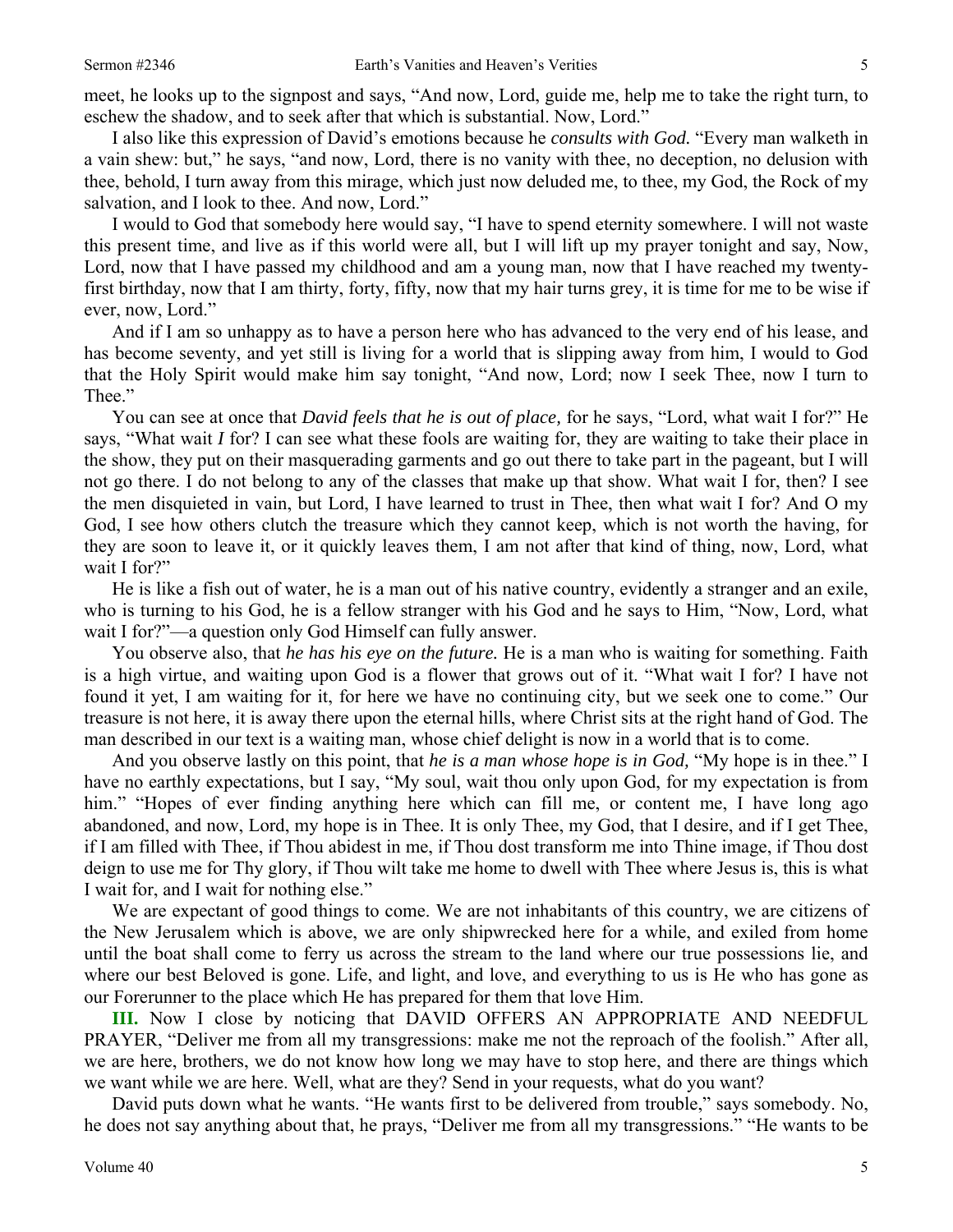meet, he looks up to the signpost and says, "And now, Lord, guide me, help me to take the right turn, to eschew the shadow, and to seek after that which is substantial. Now, Lord."

I also like this expression of David's emotions because he *consults with God.* "Every man walketh in a vain shew: but," he says, "and now, Lord, there is no vanity with thee, no deception, no delusion with thee, behold, I turn away from this mirage, which just now deluded me, to thee, my God, the Rock of my salvation, and I look to thee. And now, Lord."

I would to God that somebody here would say, "I have to spend eternity somewhere. I will not waste this present time, and live as if this world were all, but I will lift up my prayer tonight and say, Now, Lord, now that I have passed my childhood and am a young man, now that I have reached my twenty-first birthday, now that I am thirty, forty, fifty, now that my hair turns grey, it is time for me to be wise if ever, now, Lord."

And if I am so unhappy as to have a person here who has advanced to the very end of his lease, and has become seventy, and yet still is living for a world that is slipping away from him, I would to God that the Holy Spirit would make him say tonight, "And now, Lord; now I seek Thee, now I turn to Thee."

You can see at once that *David feels that he is out of place,* for he says, "Lord, what wait I for?" He says, "What wait *I* for? I can see what these fools are waiting for, they are waiting to take their place in the show, they put on their masquerading garments and go out there to take part in the pageant, but I will not go there. I do not belong to any of the classes that make up that show. What wait I for, then? I see the men disquieted in vain, but Lord, I have learned to trust in Thee, then what wait I for? And O my God, I see how others clutch the treasure which they cannot keep, which is not worth the having, for they are soon to leave it, or it quickly leaves them, I am not after that kind of thing, now, Lord, what wait I for?"

He is like a fish out of water, he is a man out of his native country, evidently a stranger and an exile, who is turning to his God, he is a fellow stranger with his God and he says to Him, "Now, Lord, what wait I for?"—a question only God Himself can fully answer.

You observe also, that *he has his eye on the future.* He is a man who is waiting for something. Faith is a high virtue, and waiting upon God is a flower that grows out of it. "What wait I for? I have not found it yet, I am waiting for it, for here we have no continuing city, but we seek one to come." Our treasure is not here, it is away there upon the eternal hills, where Christ sits at the right hand of God. The man described in our text is a waiting man, whose chief delight is now in a world that is to come.

And you observe lastly on this point, that *he is a man whose hope is in God,* "My hope is in thee." I have no earthly expectations, but I say, "My soul, wait thou only upon God, for my expectation is from him." "Hopes of ever finding anything here which can fill me, or content me, I have long ago abandoned, and now, Lord, my hope is in Thee. It is only Thee, my God, that I desire, and if I get Thee, if I am filled with Thee, if Thou abidest in me, if Thou dost transform me into Thine image, if Thou dost deign to use me for Thy glory, if Thou wilt take me home to dwell with Thee where Jesus is, this is what I wait for, and I wait for nothing else."

We are expectant of good things to come. We are not inhabitants of this country, we are citizens of the New Jerusalem which is above, we are only shipwrecked here for a while, and exiled from home until the boat shall come to ferry us across the stream to the land where our true possessions lie, and where our best Beloved is gone. Life, and light, and love, and everything to us is He who has gone as our Forerunner to the place which He has prepared for them that love Him.

**III.** Now I close by noticing that DAVID OFFERS AN APPROPRIATE AND NEEDFUL PRAYER, "Deliver me from all my transgressions: make me not the reproach of the foolish." After all, we are here, brothers, we do not know how long we may have to stop here, and there are things which we want while we are here. Well, what are they? Send in your requests, what do you want?

David puts down what he wants. "He wants first to be delivered from trouble," says somebody. No, he does not say anything about that, he prays, "Deliver me from all my transgressions." "He wants to be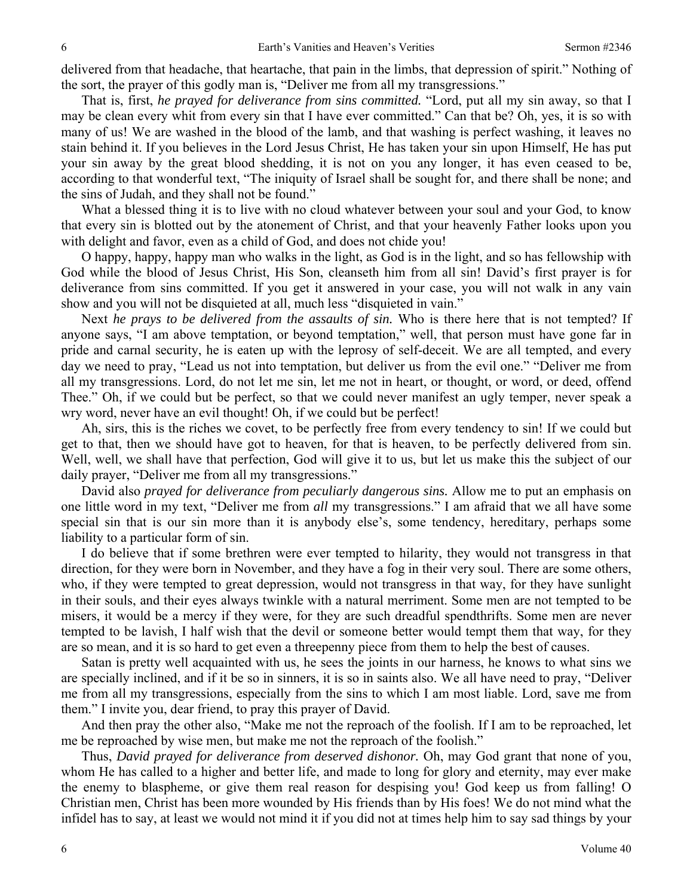delivered from that headache, that heartache, that pain in the limbs, that depression of spirit." Nothing of the sort, the prayer of this godly man is, "Deliver me from all my transgressions."

That is, first, *he prayed for deliverance from sins committed.* "Lord, put all my sin away, so that I may be clean every whit from every sin that I have ever committed." Can that be? Oh, yes, it is so with many of us! We are washed in the blood of the lamb, and that washing is perfect washing, it leaves no stain behind it. If you believes in the Lord Jesus Christ, He has taken your sin upon Himself, He has put your sin away by the great blood shedding, it is not on you any longer, it has even ceased to be, according to that wonderful text, "The iniquity of Israel shall be sought for, and there shall be none; and the sins of Judah, and they shall not be found."

What a blessed thing it is to live with no cloud whatever between your soul and your God, to know that every sin is blotted out by the atonement of Christ, and that your heavenly Father looks upon you with delight and favor, even as a child of God, and does not chide you!

O happy, happy, happy man who walks in the light, as God is in the light, and so has fellowship with God while the blood of Jesus Christ, His Son, cleanseth him from all sin! David's first prayer is for deliverance from sins committed. If you get it answered in your case, you will not walk in any vain show and you will not be disquieted at all, much less "disquieted in vain."

Next *he prays to be delivered from the assaults of sin.* Who is there here that is not tempted? If anyone says, "I am above temptation, or beyond temptation," well, that person must have gone far in pride and carnal security, he is eaten up with the leprosy of self-deceit. We are all tempted, and every day we need to pray, "Lead us not into temptation, but deliver us from the evil one." "Deliver me from all my transgressions. Lord, do not let me sin, let me not in heart, or thought, or word, or deed, offend Thee." Oh, if we could but be perfect, so that we could never manifest an ugly temper, never speak a wry word, never have an evil thought! Oh, if we could but be perfect!

Ah, sirs, this is the riches we covet, to be perfectly free from every tendency to sin! If we could but get to that, then we should have got to heaven, for that is heaven, to be perfectly delivered from sin. Well, well, we shall have that perfection, God will give it to us, but let us make this the subject of our daily prayer, "Deliver me from all my transgressions."

David also *prayed for deliverance from peculiarly dangerous sins.* Allow me to put an emphasis on one little word in my text, "Deliver me from *all* my transgressions." I am afraid that we all have some special sin that is our sin more than it is anybody else's, some tendency, hereditary, perhaps some liability to a particular form of sin.

I do believe that if some brethren were ever tempted to hilarity, they would not transgress in that direction, for they were born in November, and they have a fog in their very soul. There are some others, who, if they were tempted to great depression, would not transgress in that way, for they have sunlight in their souls, and their eyes always twinkle with a natural merriment. Some men are not tempted to be misers, it would be a mercy if they were, for they are such dreadful spendthrifts. Some men are never tempted to be lavish, I half wish that the devil or someone better would tempt them that way, for they are so mean, and it is so hard to get even a threepenny piece from them to help the best of causes.

Satan is pretty well acquainted with us, he sees the joints in our harness, he knows to what sins we are specially inclined, and if it be so in sinners, it is so in saints also. We all have need to pray, "Deliver me from all my transgressions, especially from the sins to which I am most liable. Lord, save me from them." I invite you, dear friend, to pray this prayer of David.

And then pray the other also, "Make me not the reproach of the foolish. If I am to be reproached, let me be reproached by wise men, but make me not the reproach of the foolish."

Thus, *David prayed for deliverance from deserved dishonor.* Oh, may God grant that none of you, whom He has called to a higher and better life, and made to long for glory and eternity, may ever make the enemy to blaspheme, or give them real reason for despising you! God keep us from falling! O Christian men, Christ has been more wounded by His friends than by His foes! We do not mind what the infidel has to say, at least we would not mind it if you did not at times help him to say sad things by your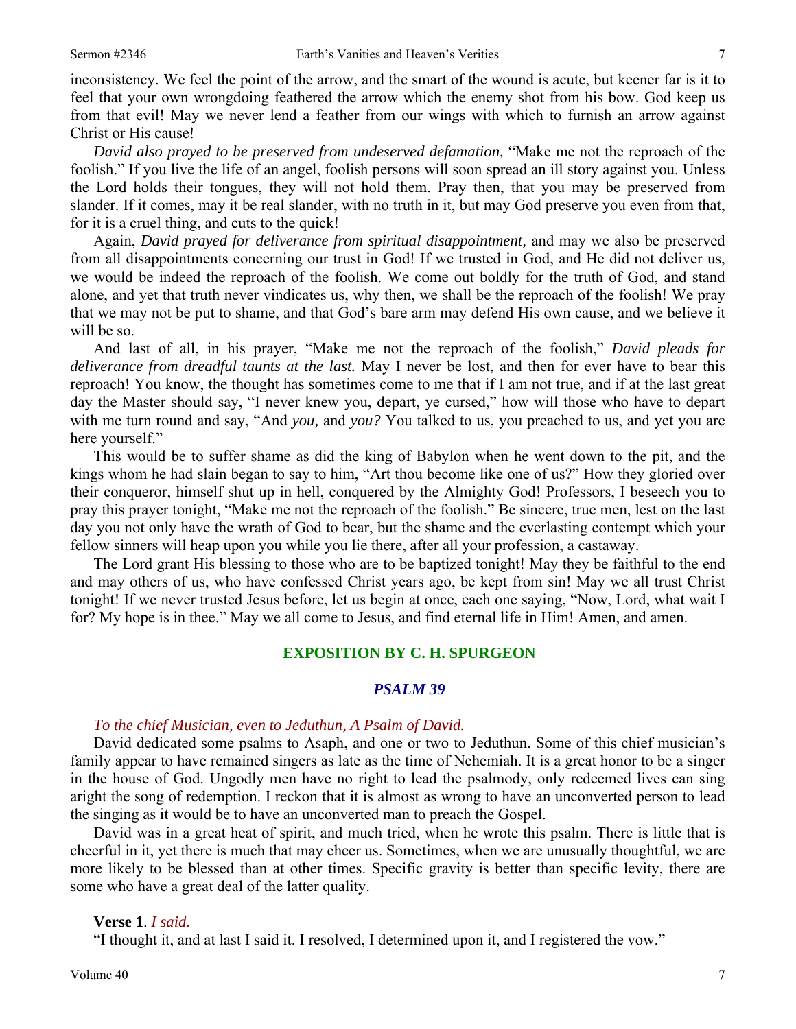inconsistency. We feel the point of the arrow, and the smart of the wound is acute, but keener far is it to feel that your own wrongdoing feathered the arrow which the enemy shot from his bow. God keep us from that evil! May we never lend a feather from our wings with which to furnish an arrow against Christ or His cause!

*David also prayed to be preserved from undeserved defamation,* "Make me not the reproach of the foolish." If you live the life of an angel, foolish persons will soon spread an ill story against you. Unless the Lord holds their tongues, they will not hold them. Pray then, that you may be preserved from slander. If it comes, may it be real slander, with no truth in it, but may God preserve you even from that, for it is a cruel thing, and cuts to the quick!

Again, *David prayed for deliverance from spiritual disappointment,* and may we also be preserved from all disappointments concerning our trust in God! If we trusted in God, and He did not deliver us, we would be indeed the reproach of the foolish. We come out boldly for the truth of God, and stand alone, and yet that truth never vindicates us, why then, we shall be the reproach of the foolish! We pray that we may not be put to shame, and that God's bare arm may defend His own cause, and we believe it will be so.

And last of all, in his prayer, "Make me not the reproach of the foolish," *David pleads for deliverance from dreadful taunts at the last.* May I never be lost, and then for ever have to bear this reproach! You know, the thought has sometimes come to me that if I am not true, and if at the last great day the Master should say, "I never knew you, depart, ye cursed," how will those who have to depart with me turn round and say, "And *you,* and *you?* You talked to us, you preached to us, and yet you are here yourself."

This would be to suffer shame as did the king of Babylon when he went down to the pit, and the kings whom he had slain began to say to him, "Art thou become like one of us?" How they gloried over their conqueror, himself shut up in hell, conquered by the Almighty God! Professors, I beseech you to pray this prayer tonight, "Make me not the reproach of the foolish." Be sincere, true men, lest on the last day you not only have the wrath of God to bear, but the shame and the everlasting contempt which your fellow sinners will heap upon you while you lie there, after all your profession, a castaway.

The Lord grant His blessing to those who are to be baptized tonight! May they be faithful to the end and may others of us, who have confessed Christ years ago, be kept from sin! May we all trust Christ tonight! If we never trusted Jesus before, let us begin at once, each one saying, "Now, Lord, what wait I for? My hope is in thee." May we all come to Jesus, and find eternal life in Him! Amen, and amen.

## EXPOSITION BY C. H. SPURGEON

### *PSALM 39*

*To the chief Musician, even to Jeduthun, A Psalm of David.*

David dedicated some psalms to Asaph, and one or two to Jeduthun. Some of this chief musician's family appear to have remained singers as late as the time of Nehemiah. It is a great honor to be a singer in the house of God. Ungodly men have no right to lead the psalmody, only redeemed lives can sing aright the song of redemption. I reckon that it is almost as wrong to have an unconverted person to lead the singing as it would be to have an unconverted man to preach the Gospel.

David was in a great heat of spirit, and much tried, when he wrote this psalm. There is little that is cheerful in it, yet there is much that may cheer us. Sometimes, when we are unusually thoughtful, we are more likely to be blessed than at other times. Specific gravity is better than specific levity, there are some who have a great deal of the latter quality.

**Verse 1**. *I said.*

"I thought it, and at last I said it. I resolved, I determined upon it, and I registered the vow."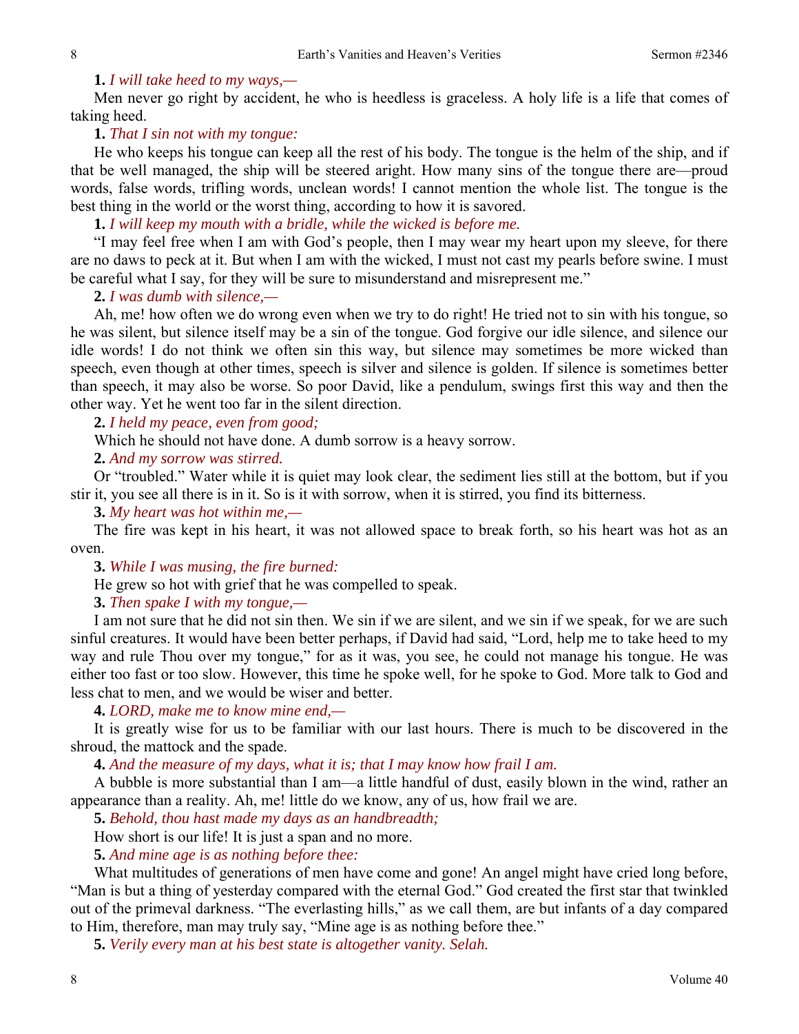**1.** *I will take heed to my ways,—*

Men never go right by accident, he who is heedless is graceless. A holy life is a life that comes of taking heed.

**1.** *That I sin not with my tongue:*

He who keeps his tongue can keep all the rest of his body. The tongue is the helm of the ship, and if that be well managed, the ship will be steered aright. How many sins of the tongue there are—proud words, false words, trifling words, unclean words! I cannot mention the whole list. The tongue is the best thing in the world or the worst thing, according to how it is savored.

**1.** *I will keep my mouth with a bridle, while the wicked is before me.*

"I may feel free when I am with God's people, then I may wear my heart upon my sleeve, for there are no daws to peck at it. But when I am with the wicked, I must not cast my pearls before swine. I must be careful what I say, for they will be sure to misunderstand and misrepresent me."

**2.** *I was dumb with silence,—*

Ah, me! how often we do wrong even when we try to do right! He tried not to sin with his tongue, so he was silent, but silence itself may be a sin of the tongue. God forgive our idle silence, and silence our idle words! I do not think we often sin this way, but silence may sometimes be more wicked than speech, even though at other times, speech is silver and silence is golden. If silence is sometimes better than speech, it may also be worse. So poor David, like a pendulum, swings first this way and then the other way. Yet he went too far in the silent direction.

**2.** *I held my peace, even from good;*

Which he should not have done. A dumb sorrow is a heavy sorrow.

**2.** *And my sorrow was stirred.*

Or "troubled." Water while it is quiet may look clear, the sediment lies still at the bottom, but if you stir it, you see all there is in it. So is it with sorrow, when it is stirred, you find its bitterness.

**3.** *My heart was hot within me,—*

The fire was kept in his heart, it was not allowed space to break forth, so his heart was hot as an oven.

**3.** *While I was musing, the fire burned:*

He grew so hot with grief that he was compelled to speak.

**3.** *Then spake I with my tongue,—*

I am not sure that he did not sin then. We sin if we are silent, and we sin if we speak, for we are such sinful creatures. It would have been better perhaps, if David had said, "Lord, help me to take heed to my way and rule Thou over my tongue," for as it was, you see, he could not manage his tongue. He was either too fast or too slow. However, this time he spoke well, for he spoke to God. More talk to God and less chat to men, and we would be wiser and better.

**4.** *LORD, make me to know mine end,—*

It is greatly wise for us to be familiar with our last hours. There is much to be discovered in the shroud, the mattock and the spade.

**4.** *And the measure of my days, what it is; that I may know how frail I am.*

A bubble is more substantial than I am—a little handful of dust, easily blown in the wind, rather an appearance than a reality. Ah, me! little do we know, any of us, how frail we are.

**5.** *Behold, thou hast made my days as an handbreadth;*

How short is our life! It is just a span and no more.

**5.** *And mine age is as nothing before thee:*

What multitudes of generations of men have come and gone! An angel might have cried long before, "Man is but a thing of yesterday compared with the eternal God." God created the first star that twinkled out of the primeval darkness. "The everlasting hills," as we call them, are but infants of a day compared to Him, therefore, man may truly say, "Mine age is as nothing before thee."

**5.** *Verily every man at his best state is altogether vanity. Selah.*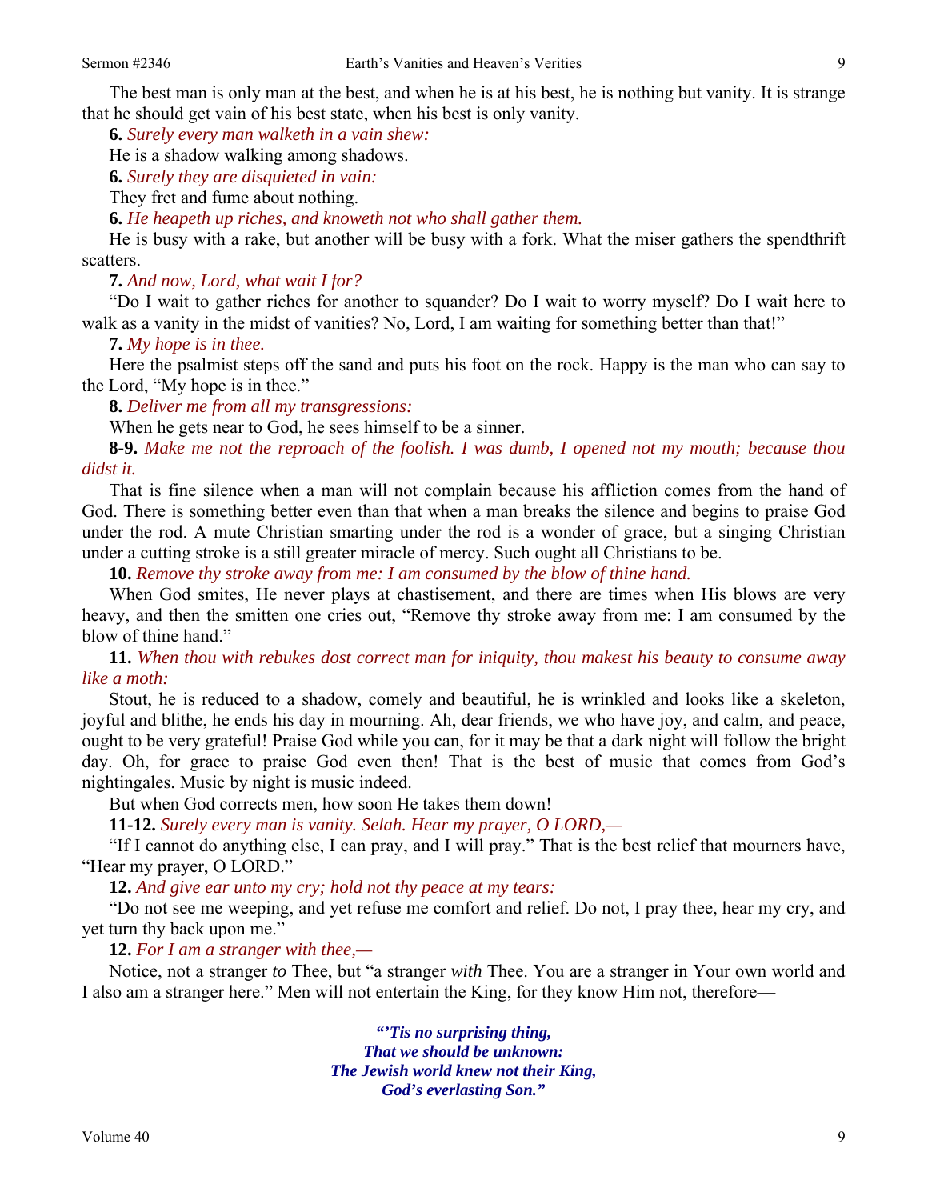The best man is only man at the best, and when he is at his best, he is nothing but vanity. It is strange that he should get vain of his best state, when his best is only vanity.

**6.** *Surely every man walketh in a vain shew:*

He is a shadow walking among shadows.

**6.** *Surely they are disquieted in vain:*

They fret and fume about nothing.

**6.** *He heapeth up riches, and knoweth not who shall gather them.*

He is busy with a rake, but another will be busy with a fork. What the miser gathers the spendthrift scatters.

**7.** *And now, Lord, what wait I for?*

"Do I wait to gather riches for another to squander? Do I wait to worry myself? Do I wait here to walk as a vanity in the midst of vanities? No, Lord, I am waiting for something better than that!"

**7.** *My hope is in thee.*

Here the psalmist steps off the sand and puts his foot on the rock. Happy is the man who can say to the Lord, "My hope is in thee."

**8.** *Deliver me from all my transgressions:*

When he gets near to God, he sees himself to be a sinner.

**8-9.** *Make me not the reproach of the foolish. I was dumb, I opened not my mouth; because thou didst it.*

That is fine silence when a man will not complain because his affliction comes from the hand of God. There is something better even than that when a man breaks the silence and begins to praise God under the rod. A mute Christian smarting under the rod is a wonder of grace, but a singing Christian under a cutting stroke is a still greater miracle of mercy. Such ought all Christians to be.

**10.** *Remove thy stroke away from me: I am consumed by the blow of thine hand.*

When God smites, He never plays at chastisement, and there are times when His blows are very heavy, and then the smitten one cries out, "Remove thy stroke away from me: I am consumed by the blow of thine hand."

**11.** *When thou with rebukes dost correct man for iniquity, thou makest his beauty to consume away like a moth:*

Stout, he is reduced to a shadow, comely and beautiful, he is wrinkled and looks like a skeleton, joyful and blithe, he ends his day in mourning. Ah, dear friends, we who have joy, and calm, and peace, ought to be very grateful! Praise God while you can, for it may be that a dark night will follow the bright day. Oh, for grace to praise God even then! That is the best of music that comes from God's nightingales. Music by night is music indeed.

But when God corrects men, how soon He takes them down!

**11-12.** *Surely every man is vanity. Selah. Hear my prayer, O LORD,—*

"If I cannot do anything else, I can pray, and I will pray." That is the best relief that mourners have, "Hear my prayer, O LORD."

**12.** *And give ear unto my cry; hold not thy peace at my tears:*

"Do not see me weeping, and yet refuse me comfort and relief. Do not, I pray thee, hear my cry, and yet turn thy back upon me."

**12.** *For I am a stranger with thee,—*

Notice, not a stranger *to* Thee, but "a stranger *with* Thee. You are a stranger in Your own world and I also am a stranger here." Men will not entertain the King, for they know Him not, therefore—

> ***"'Tis no surprising thing,***
> ***That we should be unknown:***
> ***The Jewish world knew not their King,***
> ***God's everlasting Son."***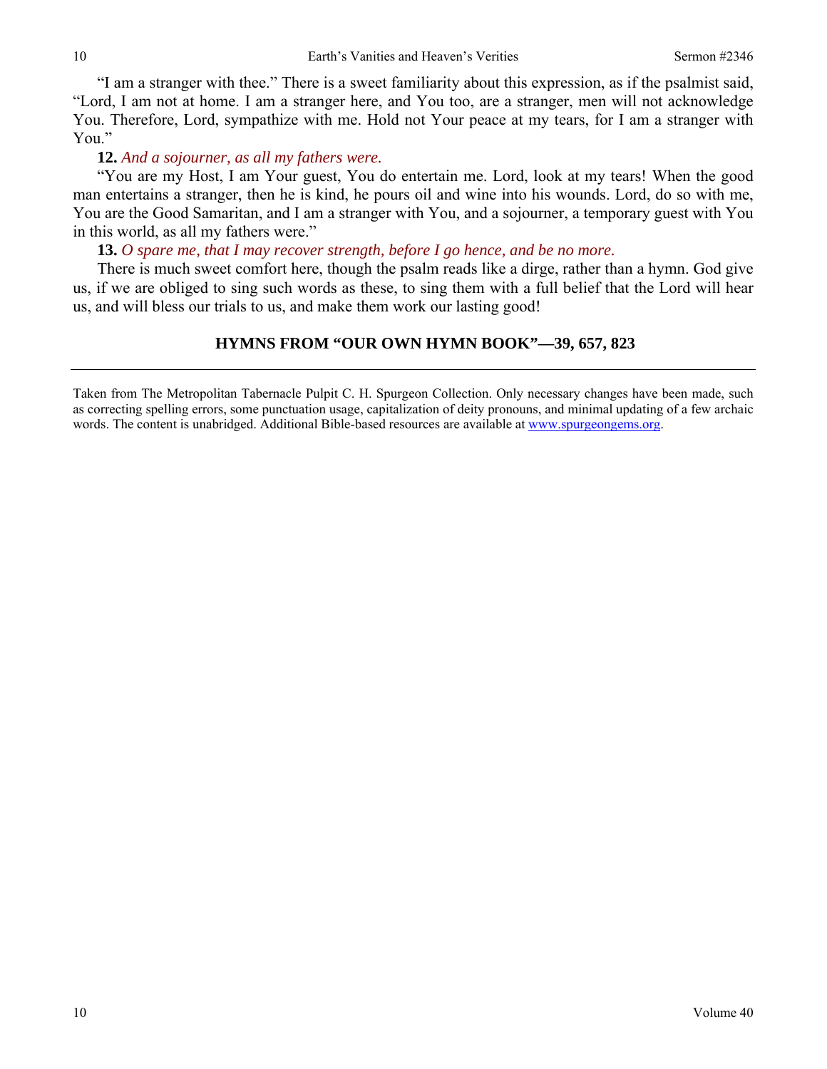"I am a stranger with thee." There is a sweet familiarity about this expression, as if the psalmist said, "Lord, I am not at home. I am a stranger here, and You too, are a stranger, men will not acknowledge You. Therefore, Lord, sympathize with me. Hold not Your peace at my tears, for I am a stranger with You."

**12.** *And a sojourner, as all my fathers were.*

"You are my Host, I am Your guest, You do entertain me. Lord, look at my tears! When the good man entertains a stranger, then he is kind, he pours oil and wine into his wounds. Lord, do so with me, You are the Good Samaritan, and I am a stranger with You, and a sojourner, a temporary guest with You in this world, as all my fathers were."

**13.** *O spare me, that I may recover strength, before I go hence, and be no more.*

There is much sweet comfort here, though the psalm reads like a dirge, rather than a hymn. God give us, if we are obliged to sing such words as these, to sing them with a full belief that the Lord will hear us, and will bless our trials to us, and make them work our lasting good!

## HYMNS FROM "OUR OWN HYMN BOOK"—39, 657, 823

---

Taken from The Metropolitan Tabernacle Pulpit C. H. Spurgeon Collection. Only necessary changes have been made, such as correcting spelling errors, some punctuation usage, capitalization of deity pronouns, and minimal updating of a few archaic words. The content is unabridged. Additional Bible-based resources are available at www.spurgeongems.org.